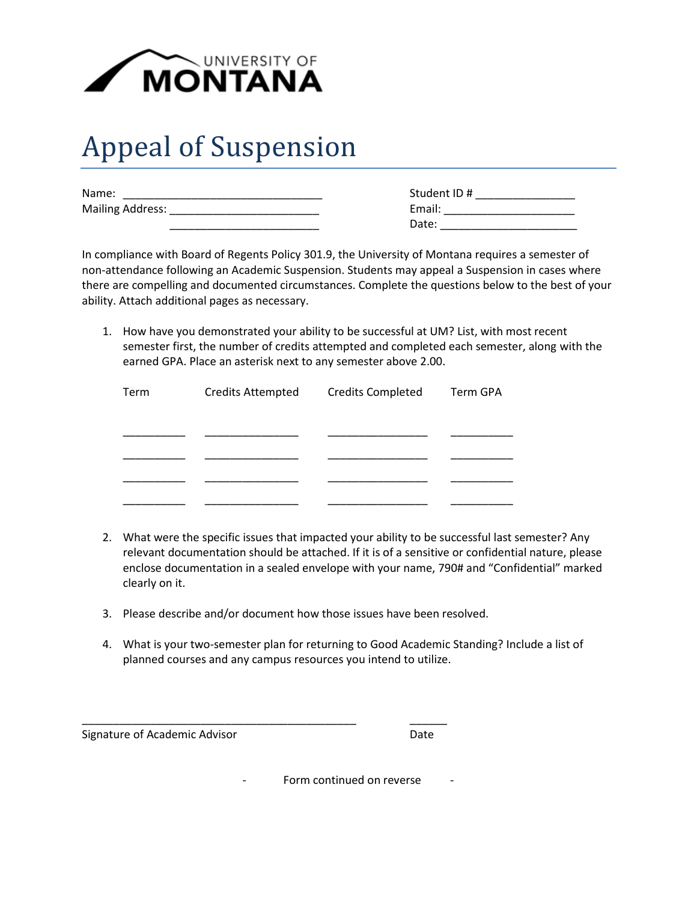UNIVERSITY OF MONTANA

# Appeal of Suspension

Name: ________________________________ Student ID # ________________

Mailing Address: ________________________ Email: _____________________

________________________ Date: ______________________

In compliance with Board of Regents Policy 301.9, the University of Montana requires a semester of non-attendance following an Academic Suspension. Students may appeal a Suspension in cases where there are compelling and documented circumstances. Complete the questions below to the best of your ability. Attach additional pages as necessary.

1. How have you demonstrated your ability to be successful at UM? List, with most recent semester first, the number of credits attempted and completed each semester, along with the earned GPA. Place an asterisk next to any semester above 2.00.

| Term | Credits Attempted | Credits Completed | Term GPA |
| --- | --- | --- | --- |
| __________ | _______________ | ________________ | __________ |
| __________ | _______________ | ________________ | __________ |
| __________ | _______________ | ________________ | __________ |
| __________ | _______________ | ________________ | __________ |

2. What were the specific issues that impacted your ability to be successful last semester? Any relevant documentation should be attached. If it is of a sensitive or confidential nature, please enclose documentation in a sealed envelope with your name, 790# and "Confidential" marked clearly on it.

3. Please describe and/or document how those issues have been resolved.

4. What is your two-semester plan for returning to Good Academic Standing? Include a list of planned courses and any campus resources you intend to utilize.

_____________________________________________ ______

Signature of Academic Advisor Date

- Form continued on reverse -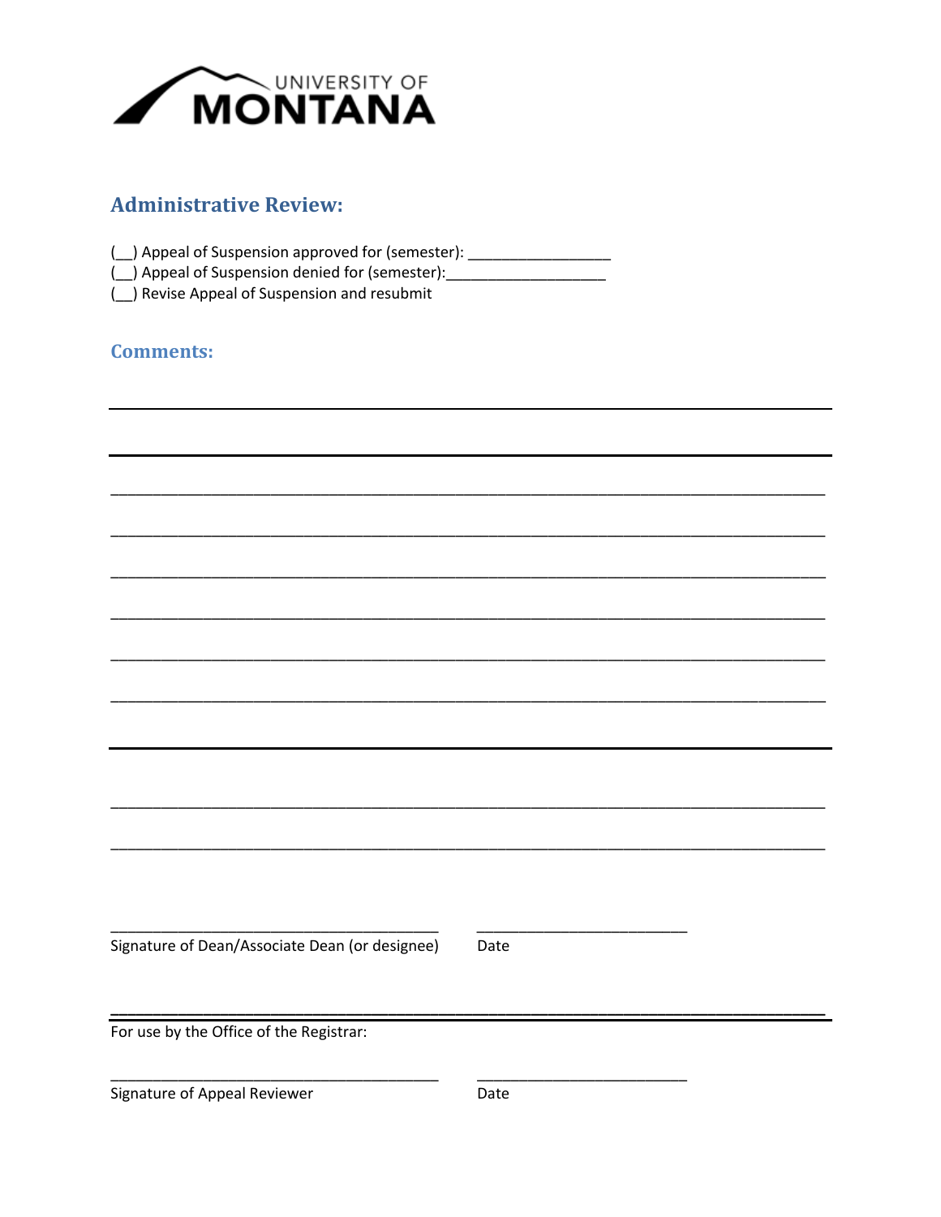UNIVERSITY OF
MONTANA

## Administrative Review:

(__) Appeal of Suspension approved for (semester): ________________
(__) Appeal of Suspension denied for (semester):__________________
(__) Revise Appeal of Suspension and resubmit

## Comments:

_______________________________________________________________________________

_______________________________________________________________________________

_______________________________________________________________________________

_______________________________________________________________________________

_______________________________________________________________________________

_______________________________________________________________________________

_______________________________________________________________________________

_______________________________________________________________________________

_______________________________________________________________________________

_______________________________________________________________________________

_____________________________________ ________________________
Signature of Dean/Associate Dean (or designee) Date

_______________________________________________________________________________

For use by the Office of the Registrar:

_____________________________________ ________________________
Signature of Appeal Reviewer Date